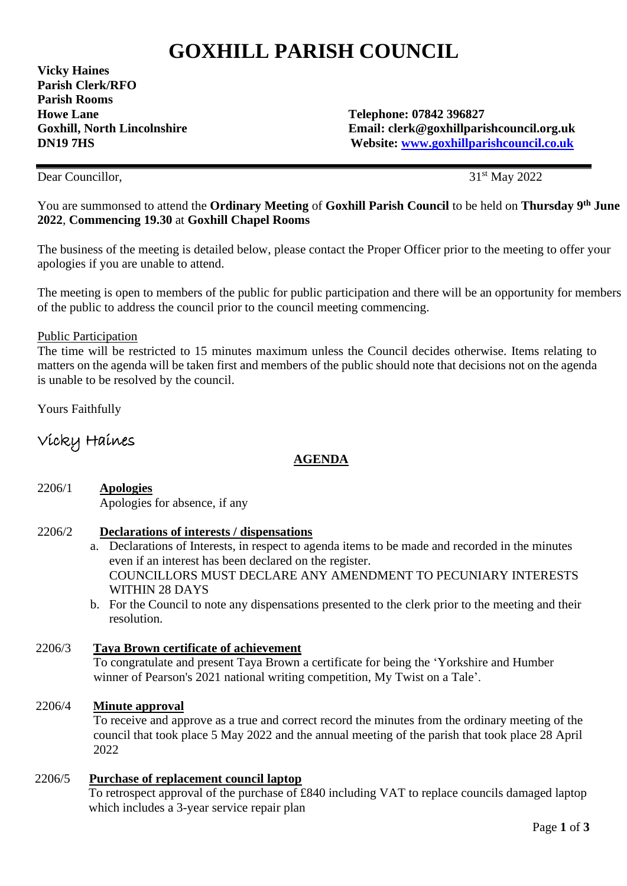# GOXHILL PARISH COUNCIL

**Vicky Haines**
**Parish Clerk/RFO**
**Parish Rooms**
**Howe Lane**
**Goxhill, North Lincolnshire**
**DN19 7HS**

**Telephone: 07842 396827**
**Email: clerk@goxhillparishcouncil.org.uk**
**Website: [www.goxhillparishcouncil.co.uk](www.goxhillparishcouncil.co.uk)**

---

Dear Councillor,

31st May 2022

You are summonsed to attend the **Ordinary Meeting** of **Goxhill Parish Council** to be held on **Thursday 9th June 2022**, **Commencing 19.30** at **Goxhill Chapel Rooms**

The business of the meeting is detailed below, please contact the Proper Officer prior to the meeting to offer your apologies if you are unable to attend.

The meeting is open to members of the public for public participation and there will be an opportunity for members of the public to address the council prior to the council meeting commencing.

Public Participation

The time will be restricted to 15 minutes maximum unless the Council decides otherwise. Items relating to matters on the agenda will be taken first and members of the public should note that decisions not on the agenda is unable to be resolved by the council.

Yours Faithfully

Vicky Haines

## AGENDA

2206/1 **Apologies**
Apologies for absence, if any

2206/2 **Declarations of interests / dispensations**

a. Declarations of Interests, in respect to agenda items to be made and recorded in the minutes even if an interest has been declared on the register.
COUNCILLORS MUST DECLARE ANY AMENDMENT TO PECUNIARY INTERESTS WITHIN 28 DAYS
b. For the Council to note any dispensations presented to the clerk prior to the meeting and their resolution.

2206/3 **Taya Brown certificate of achievement**
To congratulate and present Taya Brown a certificate for being the 'Yorkshire and Humber winner of Pearson's 2021 national writing competition, My Twist on a Tale'.

2206/4 **Minute approval**
To receive and approve as a true and correct record the minutes from the ordinary meeting of the council that took place 5 May 2022 and the annual meeting of the parish that took place 28 April 2022

2206/5 **Purchase of replacement council laptop**
To retrospect approval of the purchase of £840 including VAT to replace councils damaged laptop which includes a 3-year service repair plan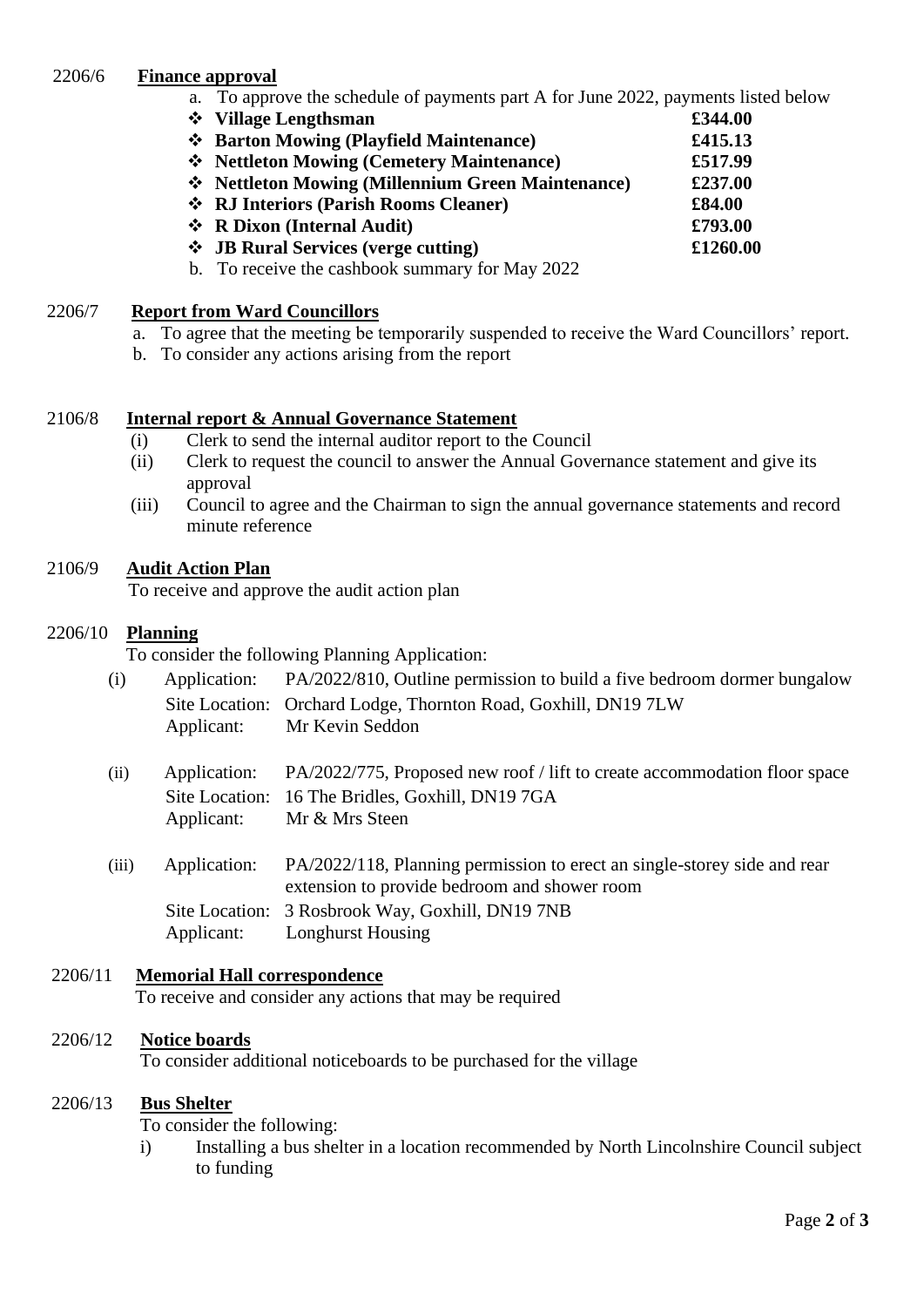2206/6 **Finance approval**

a. To approve the schedule of payments part A for June 2022, payments listed below

| | |
|---|---|
| ❖ **Village Lengthsman** | **£344.00** |
| ❖ **Barton Mowing (Playfield Maintenance)** | **£415.13** |
| ❖ **Nettleton Mowing (Cemetery Maintenance)** | **£517.99** |
| ❖ **Nettleton Mowing (Millennium Green Maintenance)** | **£237.00** |
| ❖ **RJ Interiors (Parish Rooms Cleaner)** | **£84.00** |
| ❖ **R Dixon (Internal Audit)** | **£793.00** |
| ❖ **JB Rural Services (verge cutting)** | **£1260.00** |

b. To receive the cashbook summary for May 2022

2206/7 **Report from Ward Councillors**

a. To agree that the meeting be temporarily suspended to receive the Ward Councillors' report.
b. To consider any actions arising from the report

2106/8 **Internal report & Annual Governance Statement**

(i) Clerk to send the internal auditor report to the Council
(ii) Clerk to request the council to answer the Annual Governance statement and give its approval
(iii) Council to agree and the Chairman to sign the annual governance statements and record minute reference

2106/9 **Audit Action Plan**

To receive and approve the audit action plan

2206/10 **Planning**

To consider the following Planning Application:

(i) Application: PA/2022/810, Outline permission to build a five bedroom dormer bungalow
Site Location: Orchard Lodge, Thornton Road, Goxhill, DN19 7LW
Applicant: Mr Kevin Seddon

(ii) Application: PA/2022/775, Proposed new roof / lift to create accommodation floor space
Site Location: 16 The Bridles, Goxhill, DN19 7GA
Applicant: Mr & Mrs Steen

(iii) Application: PA/2022/118, Planning permission to erect an single-storey side and rear extension to provide bedroom and shower room
Site Location: 3 Rosbrook Way, Goxhill, DN19 7NB
Applicant: Longhurst Housing

2206/11 **Memorial Hall correspondence**

To receive and consider any actions that may be required

2206/12 **Notice boards**

To consider additional noticeboards to be purchased for the village

2206/13 **Bus Shelter**

To consider the following:

i) Installing a bus shelter in a location recommended by North Lincolnshire Council subject to funding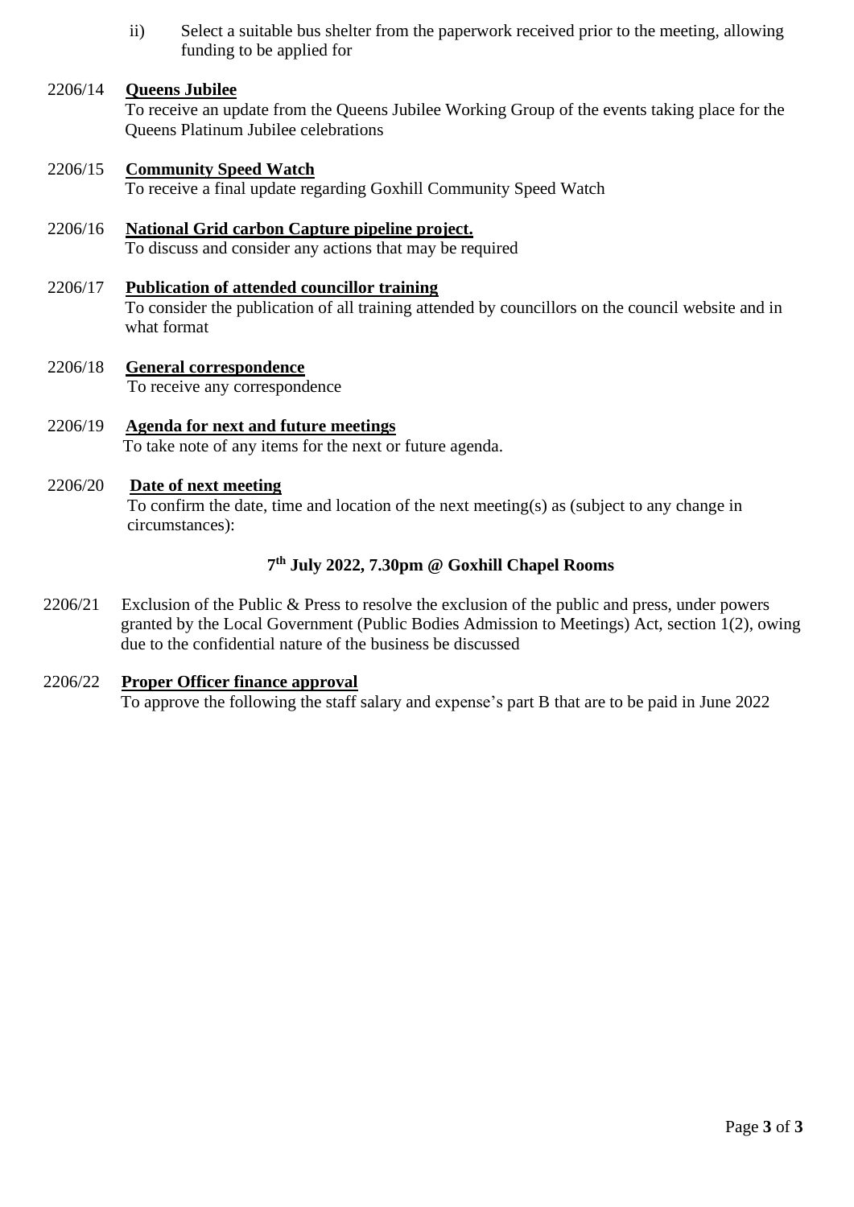ii) Select a suitable bus shelter from the paperwork received prior to the meeting, allowing funding to be applied for

2206/14 **Queens Jubilee**
To receive an update from the Queens Jubilee Working Group of the events taking place for the Queens Platinum Jubilee celebrations

2206/15 **Community Speed Watch**
To receive a final update regarding Goxhill Community Speed Watch

2206/16 **National Grid carbon Capture pipeline project.**
To discuss and consider any actions that may be required

2206/17 **Publication of attended councillor training**
To consider the publication of all training attended by councillors on the council website and in what format

2206/18 **General correspondence**
To receive any correspondence

2206/19 **Agenda for next and future meetings**
To take note of any items for the next or future agenda.

2206/20 **Date of next meeting**
To confirm the date, time and location of the next meeting(s) as (subject to any change in circumstances):

**7th July 2022, 7.30pm @ Goxhill Chapel Rooms**

2206/21 Exclusion of the Public & Press to resolve the exclusion of the public and press, under powers granted by the Local Government (Public Bodies Admission to Meetings) Act, section 1(2), owing due to the confidential nature of the business be discussed

2206/22 **Proper Officer finance approval**
To approve the following the staff salary and expense's part B that are to be paid in June 2022